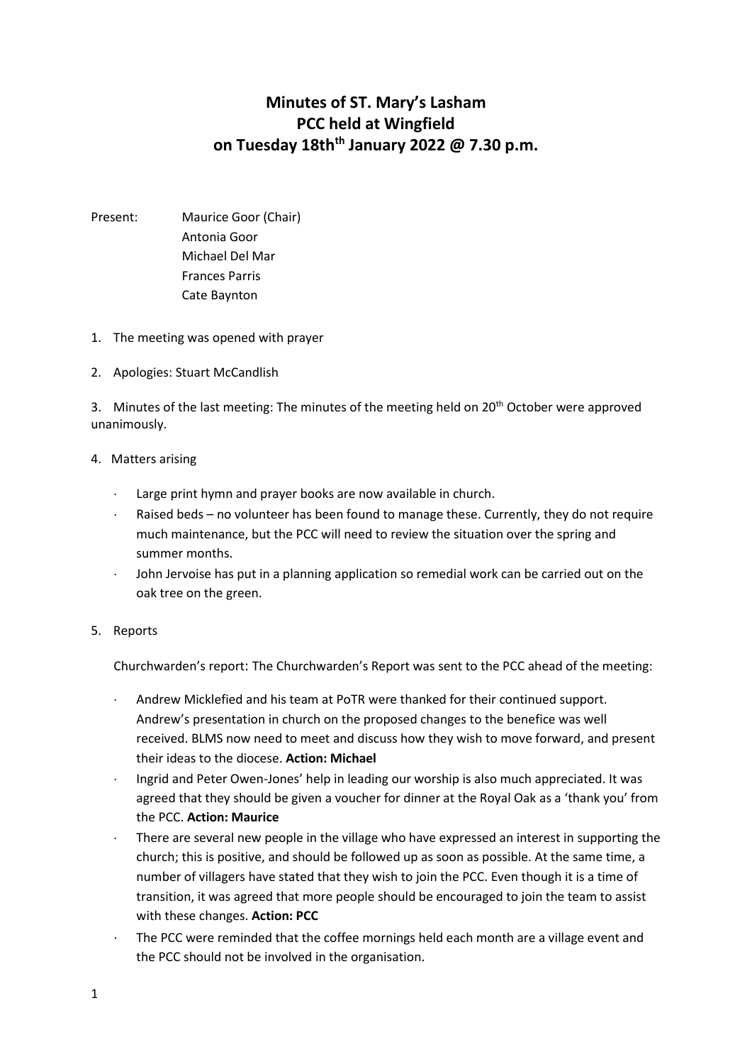# Minutes of ST. Mary's Lasham PCC held at Wingfield on Tuesday 18th[th] January 2022 @ 7.30 p.m.

Present: Maurice Goor (Chair)
Antonia Goor
Michael Del Mar
Frances Parris
Cate Baynton

1. The meeting was opened with prayer

2. Apologies: Stuart McCandlish

3. Minutes of the last meeting: The minutes of the meeting held on 20th October were approved unanimously.

4. Matters arising

- Large print hymn and prayer books are now available in church.
- Raised beds – no volunteer has been found to manage these. Currently, they do not require much maintenance, but the PCC will need to review the situation over the spring and summer months.
- John Jervoise has put in a planning application so remedial work can be carried out on the oak tree on the green.

5. Reports

Churchwarden's report: The Churchwarden's Report was sent to the PCC ahead of the meeting:

- Andrew Micklefied and his team at PoTR were thanked for their continued support. Andrew's presentation in church on the proposed changes to the benefice was well received. BLMS now need to meet and discuss how they wish to move forward, and present their ideas to the diocese. **Action: Michael**
- Ingrid and Peter Owen-Jones' help in leading our worship is also much appreciated. It was agreed that they should be given a voucher for dinner at the Royal Oak as a 'thank you' from the PCC. **Action: Maurice**
- There are several new people in the village who have expressed an interest in supporting the church; this is positive, and should be followed up as soon as possible. At the same time, a number of villagers have stated that they wish to join the PCC. Even though it is a time of transition, it was agreed that more people should be encouraged to join the team to assist with these changes. **Action: PCC**
- The PCC were reminded that the coffee mornings held each month are a village event and the PCC should not be involved in the organisation.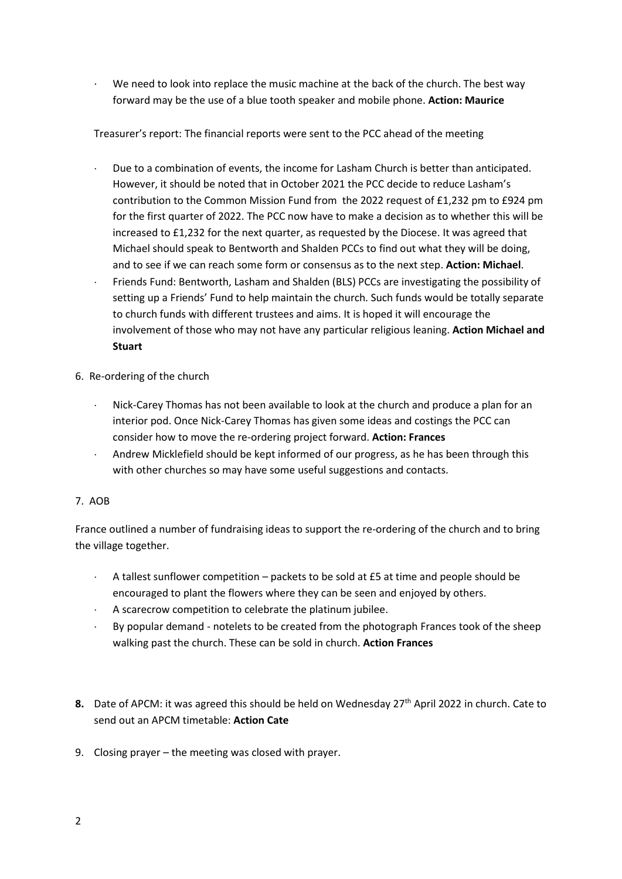- We need to look into replace the music machine at the back of the church. The best way forward may be the use of a blue tooth speaker and mobile phone. **Action: Maurice**

Treasurer's report: The financial reports were sent to the PCC ahead of the meeting

- Due to a combination of events, the income for Lasham Church is better than anticipated. However, it should be noted that in October 2021 the PCC decide to reduce Lasham's contribution to the Common Mission Fund from the 2022 request of £1,232 pm to £924 pm for the first quarter of 2022. The PCC now have to make a decision as to whether this will be increased to £1,232 for the next quarter, as requested by the Diocese. It was agreed that Michael should speak to Bentworth and Shalden PCCs to find out what they will be doing, and to see if we can reach some form or consensus as to the next step. **Action: Michael**.
- Friends Fund: Bentworth, Lasham and Shalden (BLS) PCCs are investigating the possibility of setting up a Friends' Fund to help maintain the church. Such funds would be totally separate to church funds with different trustees and aims. It is hoped it will encourage the involvement of those who may not have any particular religious leaning. **Action Michael and Stuart**

6. Re-ordering of the church

- Nick-Carey Thomas has not been available to look at the church and produce a plan for an interior pod. Once Nick-Carey Thomas has given some ideas and costings the PCC can consider how to move the re-ordering project forward. **Action: Frances**
- Andrew Micklefield should be kept informed of our progress, as he has been through this with other churches so may have some useful suggestions and contacts.

7. AOB

France outlined a number of fundraising ideas to support the re-ordering of the church and to bring the village together.

- A tallest sunflower competition – packets to be sold at £5 at time and people should be encouraged to plant the flowers where they can be seen and enjoyed by others.
- A scarecrow competition to celebrate the platinum jubilee.
- By popular demand - notelets to be created from the photograph Frances took of the sheep walking past the church. These can be sold in church. **Action Frances**

**8.** Date of APCM: it was agreed this should be held on Wednesday 27th April 2022 in church. Cate to send out an APCM timetable: **Action Cate**

9. Closing prayer – the meeting was closed with prayer.